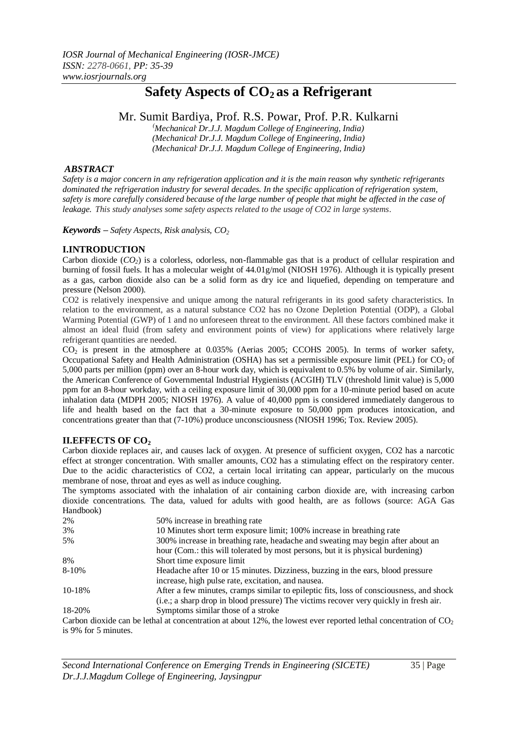# Safety Aspects of $CO_2$ as a Refrigerant

Mr. Sumit Bardiya, Prof. R.S. Powar, Prof. P.R. Kulkarni

*(Mechanical, Dr.J.J. Magdum College of Engineering, India)*
*(Mechanical, Dr.J.J. Magdum College of Engineering, India)*
*(Mechanical, Dr.J.J. Magdum College of Engineering, India)*

***ABSTRACT***

*Safety is a major concern in any refrigeration application and it is the main reason why synthetic refrigerants dominated the refrigeration industry for several decades. In the specific application of refrigeration system, safety is more carefully considered because of the large number of people that might be affected in the case of leakage. This study analyses some safety aspects related to the usage of CO2 in large systems.*

***Keywords** – Safety Aspects, Risk analysis, $CO_2$*

## I.INTRODUCTION

Carbon dioxide ($CO_2$) is a colorless, odorless, non-flammable gas that is a product of cellular respiration and burning of fossil fuels. It has a molecular weight of 44.01g/mol (NIOSH 1976). Although it is typically present as a gas, carbon dioxide also can be a solid form as dry ice and liquefied, depending on temperature and pressure (Nelson 2000).

CO2 is relatively inexpensive and unique among the natural refrigerants in its good safety characteristics. In relation to the environment, as a natural substance CO2 has no Ozone Depletion Potential (ODP), a Global Warming Potential (GWP) of 1 and no unforeseen threat to the environment. All these factors combined make it almost an ideal fluid (from safety and environment points of view) for applications where relatively large refrigerant quantities are needed.

$CO_2$ is present in the atmosphere at 0.035% (Aerias 2005; CCOHS 2005). In terms of worker safety, Occupational Safety and Health Administration (OSHA) has set a permissible exposure limit (PEL) for $CO_2$ of 5,000 parts per million (ppm) over an 8-hour work day, which is equivalent to 0.5% by volume of air. Similarly, the American Conference of Governmental Industrial Hygienists (ACGIH) TLV (threshold limit value) is 5,000 ppm for an 8-hour workday, with a ceiling exposure limit of 30,000 ppm for a 10-minute period based on acute inhalation data (MDPH 2005; NIOSH 1976). A value of 40,000 ppm is considered immediately dangerous to life and health based on the fact that a 30-minute exposure to 50,000 ppm produces intoxication, and concentrations greater than that (7-10%) produce unconsciousness (NIOSH 1996; Tox. Review 2005).

## II.EFFECTS OF $CO_2$

Carbon dioxide replaces air, and causes lack of oxygen. At presence of sufficient oxygen, CO2 has a narcotic effect at stronger concentration. With smaller amounts, CO2 has a stimulating effect on the respiratory center. Due to the acidic characteristics of CO2, a certain local irritating can appear, particularly on the mucous membrane of nose, throat and eyes as well as induce coughing.

The symptoms associated with the inhalation of air containing carbon dioxide are, with increasing carbon dioxide concentrations. The data, valued for adults with good health, are as follows (source: AGA Gas Handbook)

| | |
|---|---|
| 2% | 50% increase in breathing rate |
| 3% | 10 Minutes short term exposure limit; 100% increase in breathing rate |
| 5% | 300% increase in breathing rate, headache and sweating may begin after about an hour (Com.: this will tolerated by most persons, but it is physical burdening) |
| 8% | Short time exposure limit |
| 8-10% | Headache after 10 or 15 minutes. Dizziness, buzzing in the ears, blood pressure increase, high pulse rate, excitation, and nausea. |
| 10-18% | After a few minutes, cramps similar to epileptic fits, loss of consciousness, and shock (i.e.; a sharp drop in blood pressure) The victims recover very quickly in fresh air. |
| 18-20% | Symptoms similar those of a stroke |

Carbon dioxide can be lethal at concentration at about 12%, the lowest ever reported lethal concentration of $CO_2$ is 9% for 5 minutes.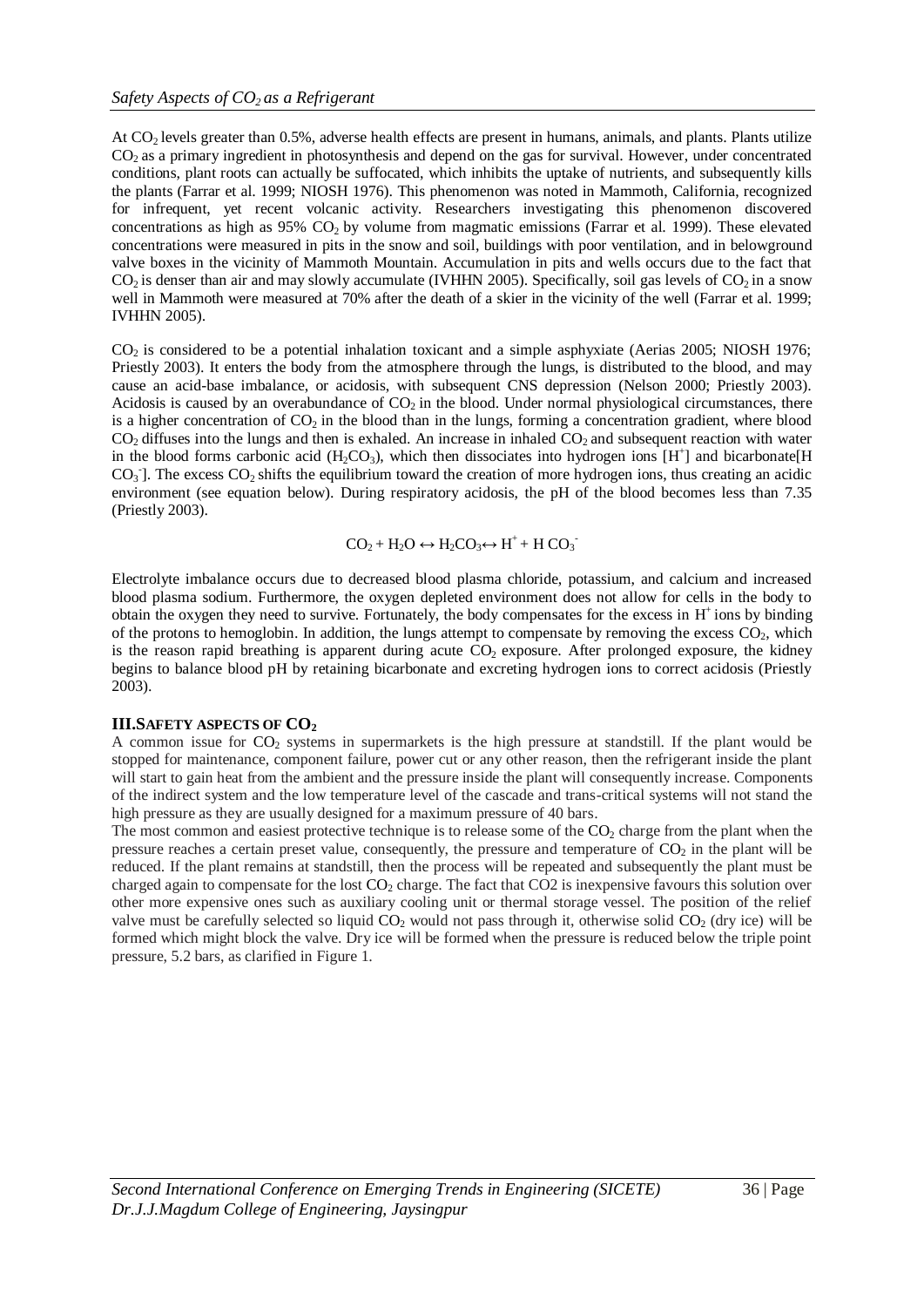At $CO_2$ levels greater than 0.5%, adverse health effects are present in humans, animals, and plants. Plants utilize $CO_2$ as a primary ingredient in photosynthesis and depend on the gas for survival. However, under concentrated conditions, plant roots can actually be suffocated, which inhibits the uptake of nutrients, and subsequently kills the plants (Farrar et al. 1999; NIOSH 1976). This phenomenon was noted in Mammoth, California, recognized for infrequent, yet recent volcanic activity. Researchers investigating this phenomenon discovered concentrations as high as 95% $CO_2$ by volume from magmatic emissions (Farrar et al. 1999). These elevated concentrations were measured in pits in the snow and soil, buildings with poor ventilation, and in belowground valve boxes in the vicinity of Mammoth Mountain. Accumulation in pits and wells occurs due to the fact that $CO_2$ is denser than air and may slowly accumulate (IVHHN 2005). Specifically, soil gas levels of $CO_2$ in a snow well in Mammoth were measured at 70% after the death of a skier in the vicinity of the well (Farrar et al. 1999; IVHHN 2005).

$CO_2$ is considered to be a potential inhalation toxicant and a simple asphyxiate (Aerias 2005; NIOSH 1976; Priestly 2003). It enters the body from the atmosphere through the lungs, is distributed to the blood, and may cause an acid-base imbalance, or acidosis, with subsequent CNS depression (Nelson 2000; Priestly 2003). Acidosis is caused by an overabundance of $CO_2$ in the blood. Under normal physiological circumstances, there is a higher concentration of $CO_2$ in the blood than in the lungs, forming a concentration gradient, where blood $CO_2$ diffuses into the lungs and then is exhaled. An increase in inhaled $CO_2$ and subsequent reaction with water in the blood forms carbonic acid ($H_2CO_3$), which then dissociates into hydrogen ions [$H^+$] and bicarbonate[$HCO_3^-$]. The excess $CO_2$ shifts the equilibrium toward the creation of more hydrogen ions, thus creating an acidic environment (see equation below). During respiratory acidosis, the pH of the blood becomes less than 7.35 (Priestly 2003).

$$CO_2 + H_2O \leftrightarrow H_2CO_3 \leftrightarrow H^+ + HCO_3^-$$

Electrolyte imbalance occurs due to decreased blood plasma chloride, potassium, and calcium and increased blood plasma sodium. Furthermore, the oxygen depleted environment does not allow for cells in the body to obtain the oxygen they need to survive. Fortunately, the body compensates for the excess in $H^+$ ions by binding of the protons to hemoglobin. In addition, the lungs attempt to compensate by removing the excess $CO_2$, which is the reason rapid breathing is apparent during acute $CO_2$ exposure. After prolonged exposure, the kidney begins to balance blood pH by retaining bicarbonate and excreting hydrogen ions to correct acidosis (Priestly 2003).

## III.SAFETY ASPECTS OF $CO_2$

A common issue for $CO_2$ systems in supermarkets is the high pressure at standstill. If the plant would be stopped for maintenance, component failure, power cut or any other reason, then the refrigerant inside the plant will start to gain heat from the ambient and the pressure inside the plant will consequently increase. Components of the indirect system and the low temperature level of the cascade and trans-critical systems will not stand the high pressure as they are usually designed for a maximum pressure of 40 bars.

The most common and easiest protective technique is to release some of the $CO_2$ charge from the plant when the pressure reaches a certain preset value, consequently, the pressure and temperature of $CO_2$ in the plant will be reduced. If the plant remains at standstill, then the process will be repeated and subsequently the plant must be charged again to compensate for the lost $CO_2$ charge. The fact that CO2 is inexpensive favours this solution over other more expensive ones such as auxiliary cooling unit or thermal storage vessel. The position of the relief valve must be carefully selected so liquid $CO_2$ would not pass through it, otherwise solid $CO_2$ (dry ice) will be formed which might block the valve. Dry ice will be formed when the pressure is reduced below the triple point pressure, 5.2 bars, as clarified in Figure 1.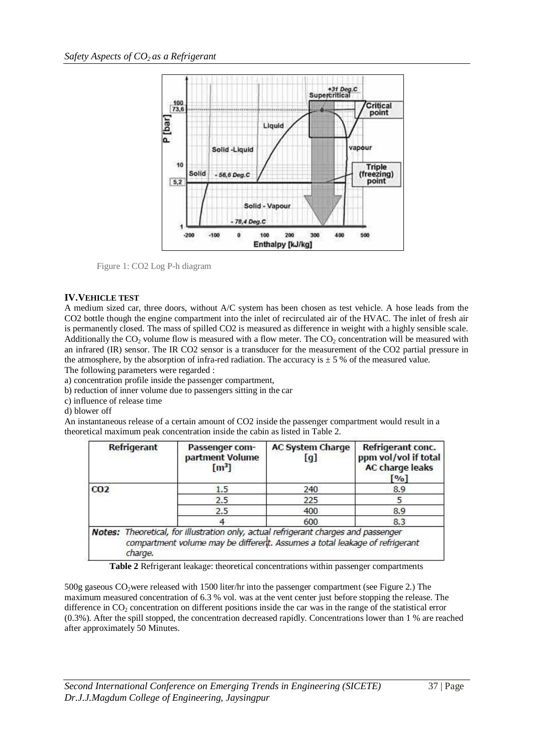Figure 1: CO2 Log P-h diagram

## IV. VEHICLE TEST

A medium sized car, three doors, without A/C system has been chosen as test vehicle. A hose leads from the CO2 bottle though the engine compartment into the inlet of recirculated air of the HVAC. The inlet of fresh air is permanently closed. The mass of spilled CO2 is measured as difference in weight with a highly sensible scale. Additionally the $CO_2$ volume flow is measured with a flow meter. The $CO_2$ concentration will be measured with an infrared (IR) sensor. The IR CO2 sensor is a transducer for the measurement of the CO2 partial pressure in the atmosphere, by the absorption of infra-red radiation. The accuracy is ± 5 % of the measured value.

The following parameters were regarded :

a) concentration profile inside the passenger compartment,

b) reduction of inner volume due to passengers sitting in the car

c) influence of release time

d) blower off

An instantaneous release of a certain amount of CO2 inside the passenger compartment would result in a theoretical maximum peak concentration inside the cabin as listed in Table 2.

| Refrigerant | Passenger compartment Volume [m³] | AC System Charge [g] | Refrigerant conc. ppm vol/vol if total AC charge leaks [%] |
|---|---|---|---|
| CO2 | 1.5 | 240 | 8.9 |
| | 2.5 | 225 | 5 |
| | 2.5 | 400 | 8.9 |
| | 4 | 600 | 8.3 |
| **Notes:** Theoretical, for illustration only, actual refrigerant charges and passenger compartment volume may be different. Assumes a total leakage of refrigerant charge. | | | |

**Table 2** Refrigerant leakage: theoretical concentrations within passenger compartments

500g gaseous $CO_2$ were released with 1500 liter/hr into the passenger compartment (see Figure 2.) The maximum measured concentration of 6.3 % vol. was at the vent center just before stopping the release. The difference in $CO_2$ concentration on different positions inside the car was in the range of the statistical error (0.3%). After the spill stopped, the concentration decreased rapidly. Concentrations lower than 1 % are reached after approximately 50 Minutes.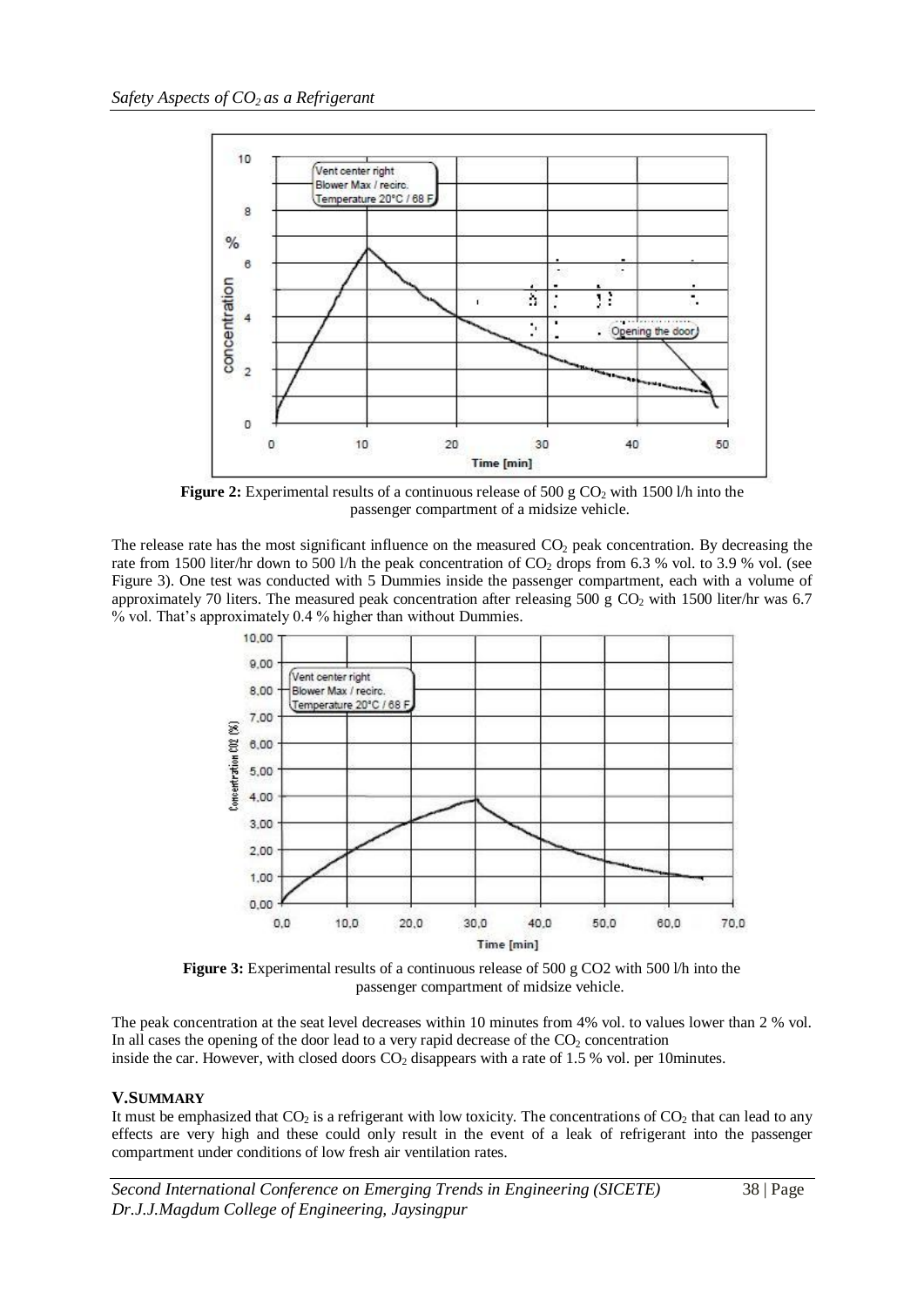**Figure 2:** Experimental results of a continuous release of 500 g $CO_2$ with 1500 l/h into the passenger compartment of a midsize vehicle.

The release rate has the most significant influence on the measured $CO_2$ peak concentration. By decreasing the rate from 1500 liter/hr down to 500 l/h the peak concentration of $CO_2$ drops from 6.3 % vol. to 3.9 % vol. (see Figure 3). One test was conducted with 5 Dummies inside the passenger compartment, each with a volume of approximately 70 liters. The measured peak concentration after releasing 500 g $CO_2$ with 1500 liter/hr was 6.7 % vol. That's approximately 0.4 % higher than without Dummies.

**Figure 3:** Experimental results of a continuous release of 500 g CO2 with 500 l/h into the passenger compartment of midsize vehicle.

The peak concentration at the seat level decreases within 10 minutes from 4% vol. to values lower than 2 % vol. In all cases the opening of the door lead to a very rapid decrease of the $CO_2$ concentration inside the car. However, with closed doors $CO_2$ disappears with a rate of 1.5 % vol. per 10minutes.

## V.SUMMARY

It must be emphasized that $CO_2$ is a refrigerant with low toxicity. The concentrations of $CO_2$ that can lead to any effects are very high and these could only result in the event of a leak of refrigerant into the passenger compartment under conditions of low fresh air ventilation rates.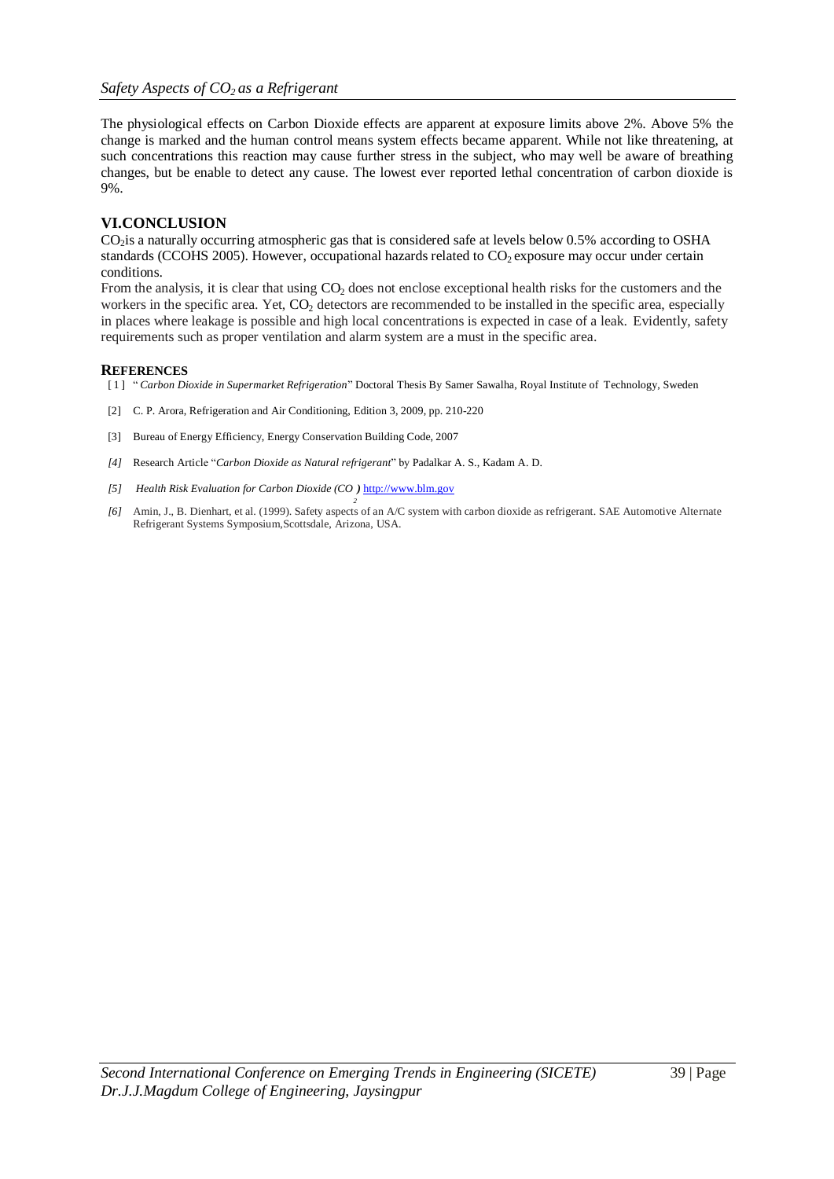The physiological effects on Carbon Dioxide effects are apparent at exposure limits above 2%. Above 5% the change is marked and the human control means system effects became apparent. While not like threatening, at such concentrations this reaction may cause further stress in the subject, who may well be aware of breathing changes, but be enable to detect any cause. The lowest ever reported lethal concentration of carbon dioxide is 9%.

## VI.CONCLUSION

$CO_2$is a naturally occurring atmospheric gas that is considered safe at levels below 0.5% according to OSHA standards (CCOHS 2005). However, occupational hazards related to $CO_2$ exposure may occur under certain conditions.

From the analysis, it is clear that using $CO_2$ does not enclose exceptional health risks for the customers and the workers in the specific area. Yet, $CO_2$ detectors are recommended to be installed in the specific area, especially in places where leakage is possible and high local concentrations is expected in case of a leak. Evidently, safety requirements such as proper ventilation and alarm system are a must in the specific area.

## REFERENCES

[1] "*Carbon Dioxide in Supermarket Refrigeration*" Doctoral Thesis By Samer Sawalha, Royal Institute of Technology, Sweden

[2] C. P. Arora, Refrigeration and Air Conditioning, Edition 3, 2009, pp. 210-220

[3] Bureau of Energy Efficiency, Energy Conservation Building Code, 2007

[4] Research Article "*Carbon Dioxide as Natural refrigerant*" by Padalkar A. S., Kadam A. D.

[5] *Health Risk Evaluation for Carbon Dioxide ($CO_2$)* http://www.blm.gov

[6] Amin, J., B. Dienhart, et al. (1999). Safety aspects of an A/C system with carbon dioxide as refrigerant. SAE Automotive Alternate Refrigerant Systems Symposium,Scottsdale, Arizona, USA.